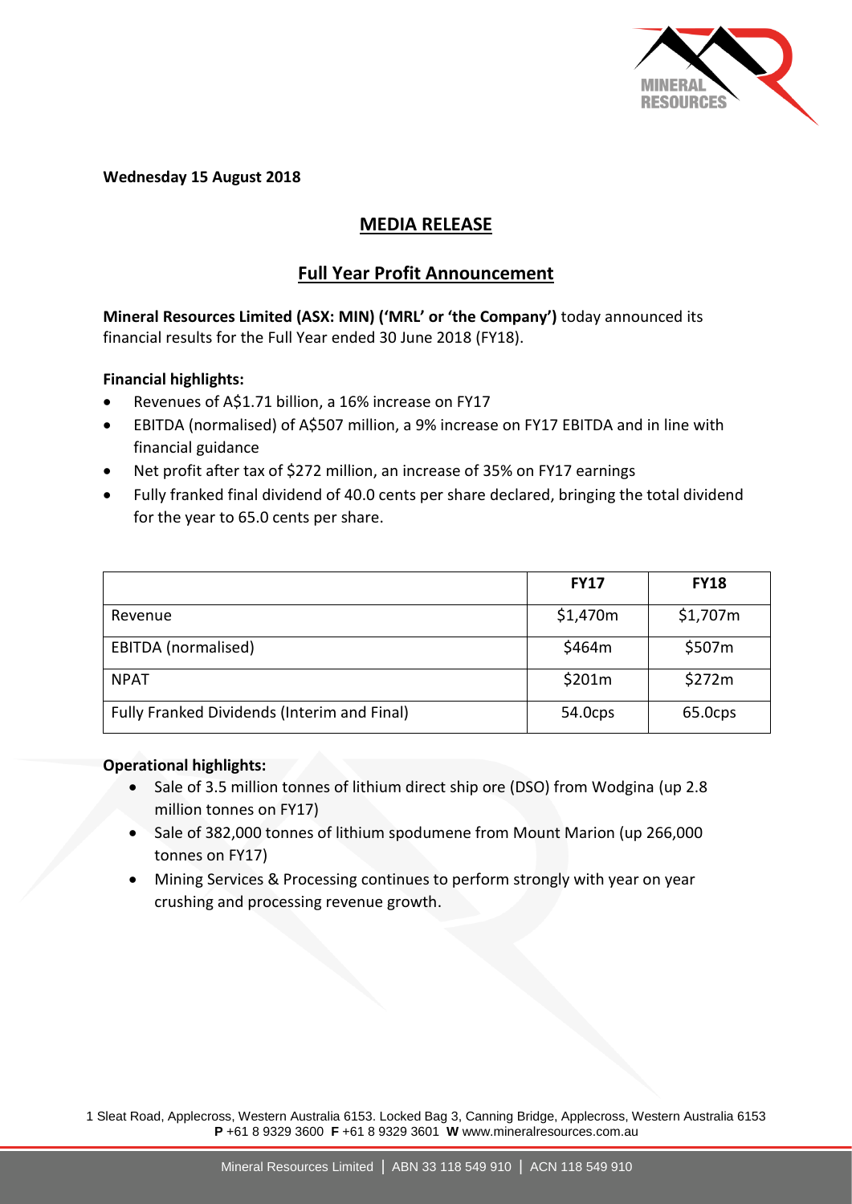**Wednesday 15 August 2018**

## MEDIA RELEASE

## Full Year Profit Announcement

**Mineral Resources Limited (ASX: MIN) ('MRL' or 'the Company')** today announced its financial results for the Full Year ended 30 June 2018 (FY18).

**Financial highlights:**

- Revenues of A$1.71 billion, a 16% increase on FY17
- EBITDA (normalised) of A$507 million, a 9% increase on FY17 EBITDA and in line with financial guidance
- Net profit after tax of $272 million, an increase of 35% on FY17 earnings
- Fully franked final dividend of 40.0 cents per share declared, bringing the total dividend for the year to 65.0 cents per share.

| | **FY17** | **FY18** |
|---|---|---|
| Revenue | $1,470m | $1,707m |
| EBITDA (normalised) | $464m | $507m |
| NPAT | $201m | $272m |
| Fully Franked Dividends (Interim and Final) | 54.0cps | 65.0cps |

**Operational highlights:**

- Sale of 3.5 million tonnes of lithium direct ship ore (DSO) from Wodgina (up 2.8 million tonnes on FY17)
- Sale of 382,000 tonnes of lithium spodumene from Mount Marion (up 266,000 tonnes on FY17)
- Mining Services & Processing continues to perform strongly with year on year crushing and processing revenue growth.

1 Sleat Road, Applecross, Western Australia 6153. Locked Bag 3, Canning Bridge, Applecross, Western Australia 6153
**P** +61 8 9329 3600 **F** +61 8 9329 3601 **W** www.mineralresources.com.au

Mineral Resources Limited | ABN 33 118 549 910 | ACN 118 549 910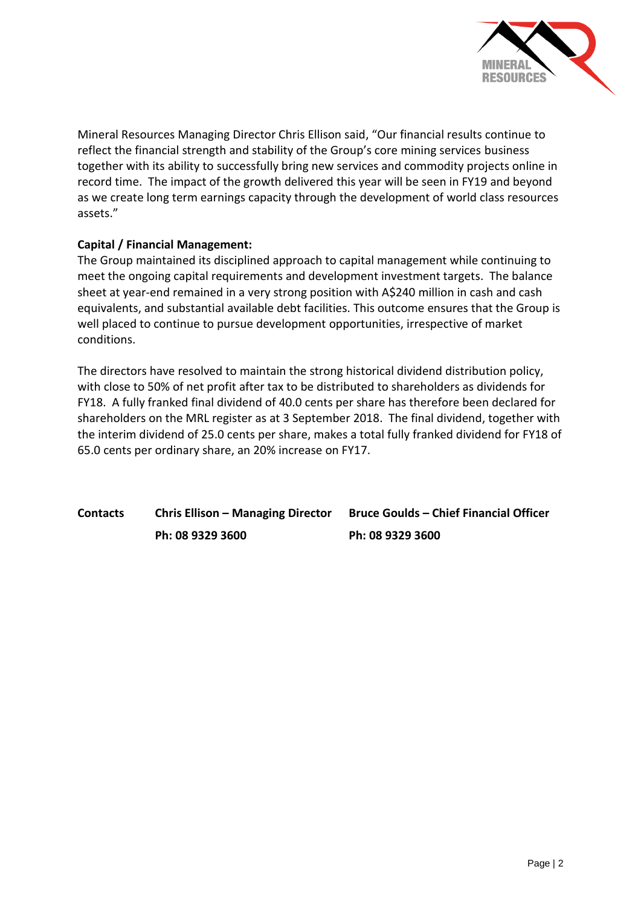Mineral Resources Managing Director Chris Ellison said, "Our financial results continue to reflect the financial strength and stability of the Group's core mining services business together with its ability to successfully bring new services and commodity projects online in record time. The impact of the growth delivered this year will be seen in FY19 and beyond as we create long term earnings capacity through the development of world class resources assets."

**Capital / Financial Management:**

The Group maintained its disciplined approach to capital management while continuing to meet the ongoing capital requirements and development investment targets. The balance sheet at year-end remained in a very strong position with A$240 million in cash and cash equivalents, and substantial available debt facilities. This outcome ensures that the Group is well placed to continue to pursue development opportunities, irrespective of market conditions.

The directors have resolved to maintain the strong historical dividend distribution policy, with close to 50% of net profit after tax to be distributed to shareholders as dividends for FY18. A fully franked final dividend of 40.0 cents per share has therefore been declared for shareholders on the MRL register as at 3 September 2018. The final dividend, together with the interim dividend of 25.0 cents per share, makes a total fully franked dividend for FY18 of 65.0 cents per ordinary share, an 20% increase on FY17.

| | | |
|---|---|---|
| **Contacts** | **Chris Ellison – Managing Director** | **Bruce Goulds – Chief Financial Officer** |
| | **Ph: 08 9329 3600** | **Ph: 08 9329 3600** |